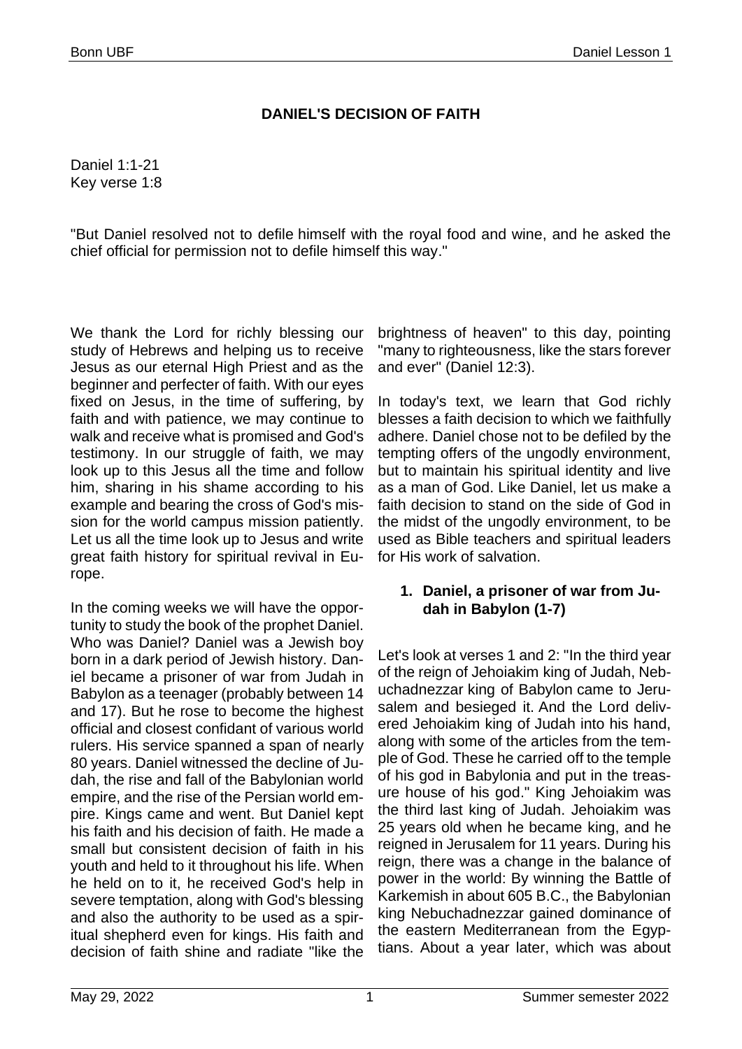# DANIEL'S DECISION OF FAITH

Daniel 1:1-21
Key verse 1:8

"But Daniel resolved not to defile himself with the royal food and wine, and he asked the chief official for permission not to defile himself this way."

We thank the Lord for richly blessing our study of Hebrews and helping us to receive Jesus as our eternal High Priest and as the beginner and perfecter of faith. With our eyes fixed on Jesus, in the time of suffering, by faith and with patience, we may continue to walk and receive what is promised and God's testimony. In our struggle of faith, we may look up to this Jesus all the time and follow him, sharing in his shame according to his example and bearing the cross of God's mission for the world campus mission patiently. Let us all the time look up to Jesus and write great faith history for spiritual revival in Europe.

In the coming weeks we will have the opportunity to study the book of the prophet Daniel. Who was Daniel? Daniel was a Jewish boy born in a dark period of Jewish history. Daniel became a prisoner of war from Judah in Babylon as a teenager (probably between 14 and 17). But he rose to become the highest official and closest confidant of various world rulers. His service spanned a span of nearly 80 years. Daniel witnessed the decline of Judah, the rise and fall of the Babylonian world empire, and the rise of the Persian world empire. Kings came and went. But Daniel kept his faith and his decision of faith. He made a small but consistent decision of faith in his youth and held to it throughout his life. When he held on to it, he received God's help in severe temptation, along with God's blessing and also the authority to be used as a spiritual shepherd even for kings. His faith and decision of faith shine and radiate "like the brightness of heaven" to this day, pointing "many to righteousness, like the stars forever and ever" (Daniel 12:3).

In today's text, we learn that God richly blesses a faith decision to which we faithfully adhere. Daniel chose not to be defiled by the tempting offers of the ungodly environment, but to maintain his spiritual identity and live as a man of God. Like Daniel, let us make a faith decision to stand on the side of God in the midst of the ungodly environment, to be used as Bible teachers and spiritual leaders for His work of salvation.

## 1. Daniel, a prisoner of war from Judah in Babylon (1-7)

Let's look at verses 1 and 2: "In the third year of the reign of Jehoiakim king of Judah, Nebuchadnezzar king of Babylon came to Jerusalem and besieged it. And the Lord delivered Jehoiakim king of Judah into his hand, along with some of the articles from the temple of God. These he carried off to the temple of his god in Babylonia and put in the treasure house of his god." King Jehoiakim was the third last king of Judah. Jehoiakim was 25 years old when he became king, and he reigned in Jerusalem for 11 years. During his reign, there was a change in the balance of power in the world: By winning the Battle of Karkemish in about 605 B.C., the Babylonian king Nebuchadnezzar gained dominance of the eastern Mediterranean from the Egyptians. About a year later, which was about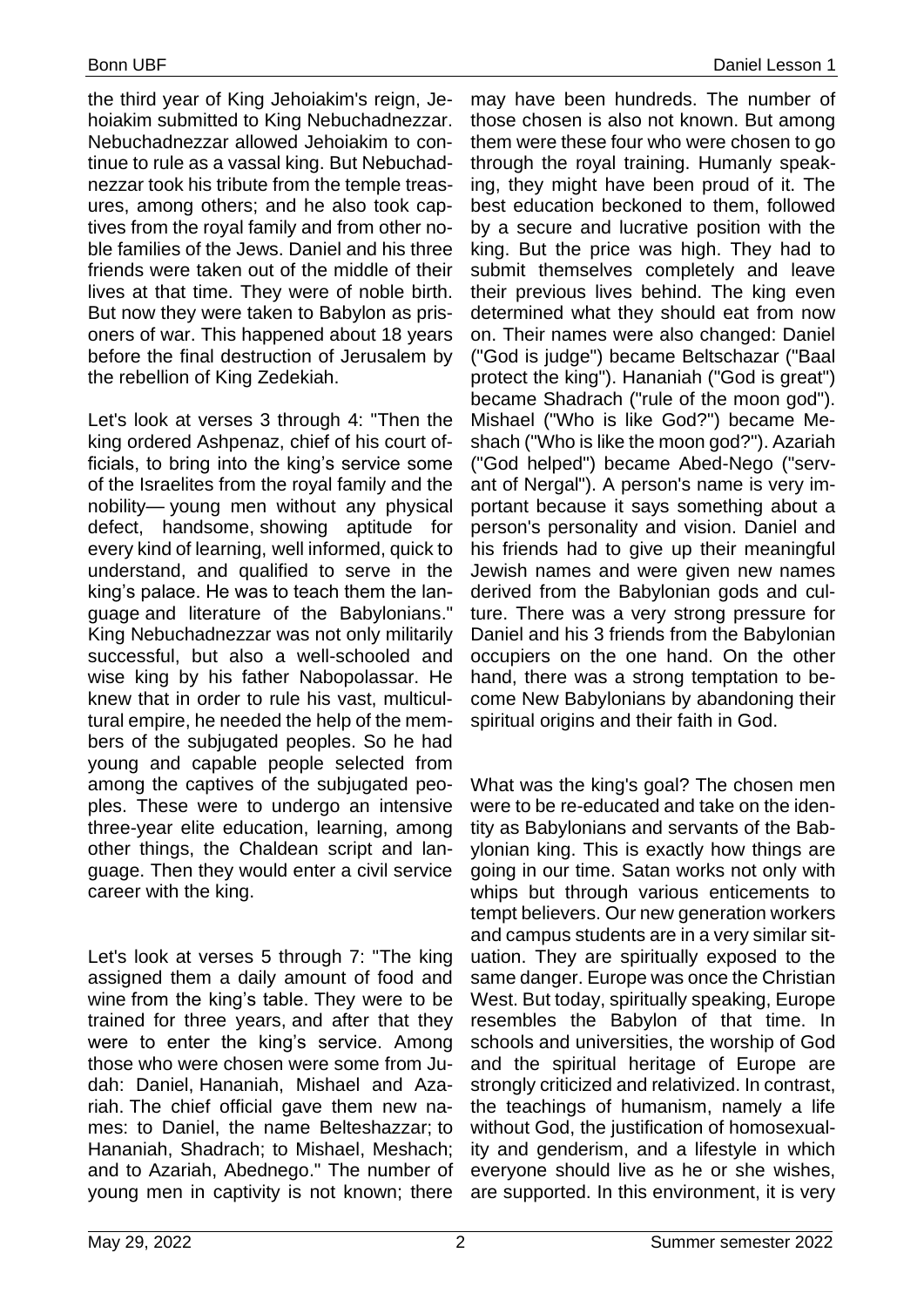the third year of King Jehoiakim's reign, Jehoiakim submitted to King Nebuchadnezzar. Nebuchadnezzar allowed Jehoiakim to continue to rule as a vassal king. But Nebuchadnezzar took his tribute from the temple treasures, among others; and he also took captives from the royal family and from other noble families of the Jews. Daniel and his three friends were taken out of the middle of their lives at that time. They were of noble birth. But now they were taken to Babylon as prisoners of war. This happened about 18 years before the final destruction of Jerusalem by the rebellion of King Zedekiah.

Let's look at verses 3 through 4: "Then the king ordered Ashpenaz, chief of his court officials, to bring into the king's service some of the Israelites from the royal family and the nobility— young men without any physical defect, handsome, showing aptitude for every kind of learning, well informed, quick to understand, and qualified to serve in the king's palace. He was to teach them the language and literature of the Babylonians." King Nebuchadnezzar was not only militarily successful, but also a well-schooled and wise king by his father Nabopolassar. He knew that in order to rule his vast, multicultural empire, he needed the help of the members of the subjugated peoples. So he had young and capable people selected from among the captives of the subjugated peoples. These were to undergo an intensive three-year elite education, learning, among other things, the Chaldean script and language. Then they would enter a civil service career with the king.

Let's look at verses 5 through 7: "The king assigned them a daily amount of food and wine from the king's table. They were to be trained for three years, and after that they were to enter the king's service. Among those who were chosen were some from Judah: Daniel, Hananiah, Mishael and Azariah. The chief official gave them new names: to Daniel, the name Belteshazzar; to Hananiah, Shadrach; to Mishael, Meshach; and to Azariah, Abednego." The number of young men in captivity is not known; there may have been hundreds. The number of those chosen is also not known. But among them were these four who were chosen to go through the royal training. Humanly speaking, they might have been proud of it. The best education beckoned to them, followed by a secure and lucrative position with the king. But the price was high. They had to submit themselves completely and leave their previous lives behind. The king even determined what they should eat from now on. Their names were also changed: Daniel ("God is judge") became Beltschazar ("Baal protect the king"). Hananiah ("God is great") became Shadrach ("rule of the moon god"). Mishael ("Who is like God?") became Meshach ("Who is like the moon god?"). Azariah ("God helped") became Abed-Nego ("servant of Nergal"). A person's name is very important because it says something about a person's personality and vision. Daniel and his friends had to give up their meaningful Jewish names and were given new names derived from the Babylonian gods and culture. There was a very strong pressure for Daniel and his 3 friends from the Babylonian occupiers on the one hand. On the other hand, there was a strong temptation to become New Babylonians by abandoning their spiritual origins and their faith in God.

What was the king's goal? The chosen men were to be re-educated and take on the identity as Babylonians and servants of the Babylonian king. This is exactly how things are going in our time. Satan works not only with whips but through various enticements to tempt believers. Our new generation workers and campus students are in a very similar situation. They are spiritually exposed to the same danger. Europe was once the Christian West. But today, spiritually speaking, Europe resembles the Babylon of that time. In schools and universities, the worship of God and the spiritual heritage of Europe are strongly criticized and relativized. In contrast, the teachings of humanism, namely a life without God, the justification of homosexuality and genderism, and a lifestyle in which everyone should live as he or she wishes, are supported. In this environment, it is very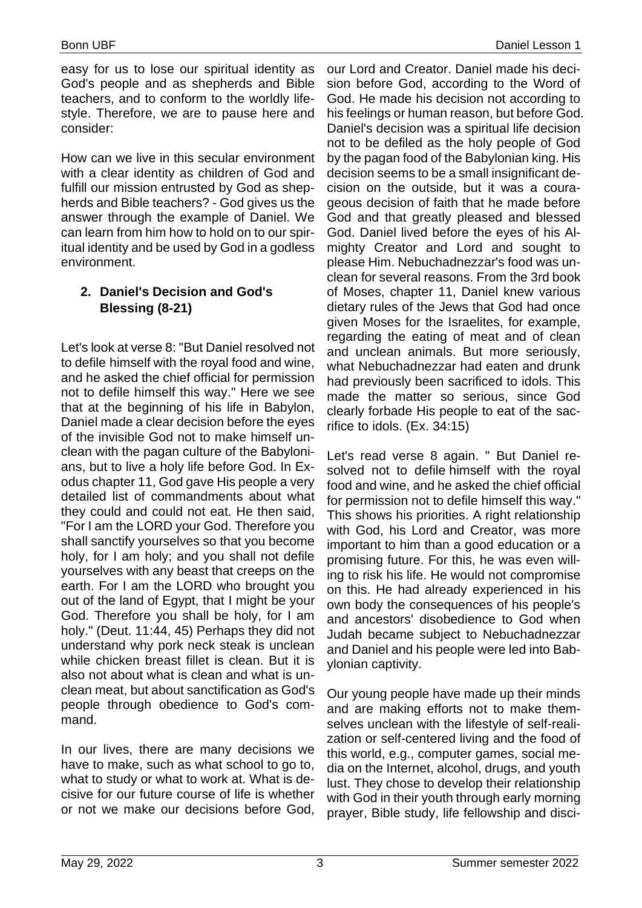easy for us to lose our spiritual identity as God's people and as shepherds and Bible teachers, and to conform to the worldly lifestyle. Therefore, we are to pause here and consider:

How can we live in this secular environment with a clear identity as children of God and fulfill our mission entrusted by God as shepherds and Bible teachers? - God gives us the answer through the example of Daniel. We can learn from him how to hold on to our spiritual identity and be used by God in a godless environment.

## 2. Daniel's Decision and God's Blessing (8-21)

Let's look at verse 8: "But Daniel resolved not to defile himself with the royal food and wine, and he asked the chief official for permission not to defile himself this way." Here we see that at the beginning of his life in Babylon, Daniel made a clear decision before the eyes of the invisible God not to make himself unclean with the pagan culture of the Babylonians, but to live a holy life before God. In Exodus chapter 11, God gave His people a very detailed list of commandments about what they could and could not eat. He then said, "For I am the LORD your God. Therefore you shall sanctify yourselves so that you become holy, for I am holy; and you shall not defile yourselves with any beast that creeps on the earth. For I am the LORD who brought you out of the land of Egypt, that I might be your God. Therefore you shall be holy, for I am holy." (Deut. 11:44, 45) Perhaps they did not understand why pork neck steak is unclean while chicken breast fillet is clean. But it is also not about what is clean and what is unclean meat, but about sanctification as God's people through obedience to God's command.

In our lives, there are many decisions we have to make, such as what school to go to, what to study or what to work at. What is decisive for our future course of life is whether or not we make our decisions before God, our Lord and Creator. Daniel made his decision before God, according to the Word of God. He made his decision not according to his feelings or human reason, but before God. Daniel's decision was a spiritual life decision not to be defiled as the holy people of God by the pagan food of the Babylonian king. His decision seems to be a small insignificant decision on the outside, but it was a courageous decision of faith that he made before God and that greatly pleased and blessed God. Daniel lived before the eyes of his Almighty Creator and Lord and sought to please Him. Nebuchadnezzar's food was unclean for several reasons. From the 3rd book of Moses, chapter 11, Daniel knew various dietary rules of the Jews that God had once given Moses for the Israelites, for example, regarding the eating of meat and of clean and unclean animals. But more seriously, what Nebuchadnezzar had eaten and drunk had previously been sacrificed to idols. This made the matter so serious, since God clearly forbade His people to eat of the sacrifice to idols. (Ex. 34:15)

Let's read verse 8 again. " But Daniel resolved not to defile himself with the royal food and wine, and he asked the chief official for permission not to defile himself this way." This shows his priorities. A right relationship with God, his Lord and Creator, was more important to him than a good education or a promising future. For this, he was even willing to risk his life. He would not compromise on this. He had already experienced in his own body the consequences of his people's and ancestors' disobedience to God when Judah became subject to Nebuchadnezzar and Daniel and his people were led into Babylonian captivity.

Our young people have made up their minds and are making efforts not to make themselves unclean with the lifestyle of self-realization or self-centered living and the food of this world, e.g., computer games, social media on the Internet, alcohol, drugs, and youth lust. They chose to develop their relationship with God in their youth through early morning prayer, Bible study, life fellowship and disci-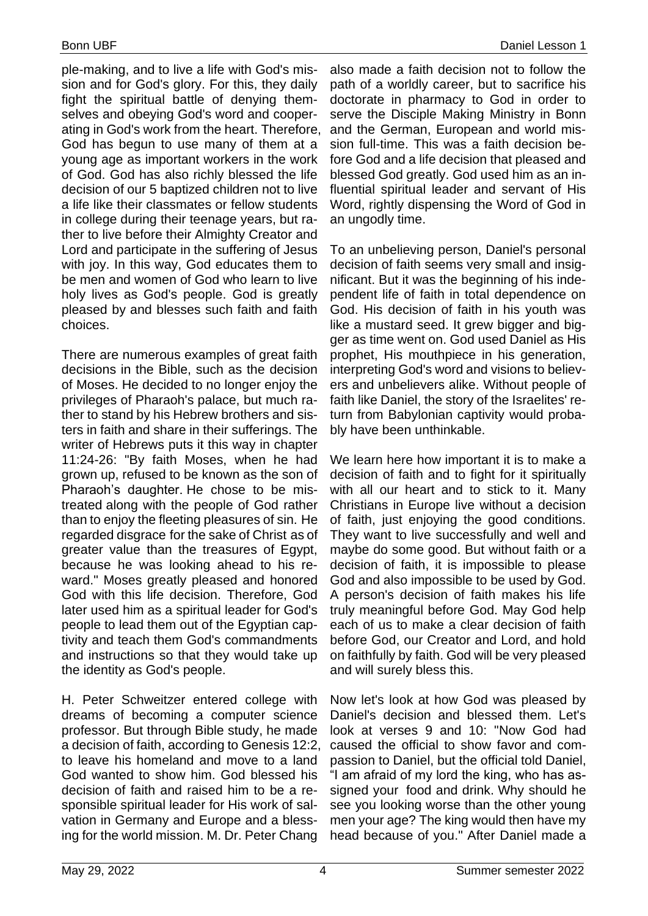ple-making, and to live a life with God's mission and for God's glory. For this, they daily fight the spiritual battle of denying themselves and obeying God's word and cooperating in God's work from the heart. Therefore, God has begun to use many of them at a young age as important workers in the work of God. God has also richly blessed the life decision of our 5 baptized children not to live a life like their classmates or fellow students in college during their teenage years, but rather to live before their Almighty Creator and Lord and participate in the suffering of Jesus with joy. In this way, God educates them to be men and women of God who learn to live holy lives as God's people. God is greatly pleased by and blesses such faith and faith choices.

There are numerous examples of great faith decisions in the Bible, such as the decision of Moses. He decided to no longer enjoy the privileges of Pharaoh's palace, but much rather to stand by his Hebrew brothers and sisters in faith and share in their sufferings. The writer of Hebrews puts it this way in chapter 11:24-26: "By faith Moses, when he had grown up, refused to be known as the son of Pharaoh's daughter. He chose to be mistreated along with the people of God rather than to enjoy the fleeting pleasures of sin. He regarded disgrace for the sake of Christ as of greater value than the treasures of Egypt, because he was looking ahead to his reward." Moses greatly pleased and honored God with this life decision. Therefore, God later used him as a spiritual leader for God's people to lead them out of the Egyptian captivity and teach them God's commandments and instructions so that they would take up the identity as God's people.

H. Peter Schweitzer entered college with dreams of becoming a computer science professor. But through Bible study, he made a decision of faith, according to Genesis 12:2, to leave his homeland and move to a land God wanted to show him. God blessed his decision of faith and raised him to be a responsible spiritual leader for His work of salvation in Germany and Europe and a blessing for the world mission. M. Dr. Peter Chang also made a faith decision not to follow the path of a worldly career, but to sacrifice his doctorate in pharmacy to God in order to serve the Disciple Making Ministry in Bonn and the German, European and world mission full-time. This was a faith decision before God and a life decision that pleased and blessed God greatly. God used him as an influential spiritual leader and servant of His Word, rightly dispensing the Word of God in an ungodly time.

To an unbelieving person, Daniel's personal decision of faith seems very small and insignificant. But it was the beginning of his independent life of faith in total dependence on God. His decision of faith in his youth was like a mustard seed. It grew bigger and bigger as time went on. God used Daniel as His prophet, His mouthpiece in his generation, interpreting God's word and visions to believers and unbelievers alike. Without people of faith like Daniel, the story of the Israelites' return from Babylonian captivity would probably have been unthinkable.

We learn here how important it is to make a decision of faith and to fight for it spiritually with all our heart and to stick to it. Many Christians in Europe live without a decision of faith, just enjoying the good conditions. They want to live successfully and well and maybe do some good. But without faith or a decision of faith, it is impossible to please God and also impossible to be used by God. A person's decision of faith makes his life truly meaningful before God. May God help each of us to make a clear decision of faith before God, our Creator and Lord, and hold on faithfully by faith. God will be very pleased and will surely bless this.

Now let's look at how God was pleased by Daniel's decision and blessed them. Let's look at verses 9 and 10: "Now God had caused the official to show favor and compassion to Daniel, but the official told Daniel, "I am afraid of my lord the king, who has assigned your food and drink. Why should he see you looking worse than the other young men your age? The king would then have my head because of you." After Daniel made a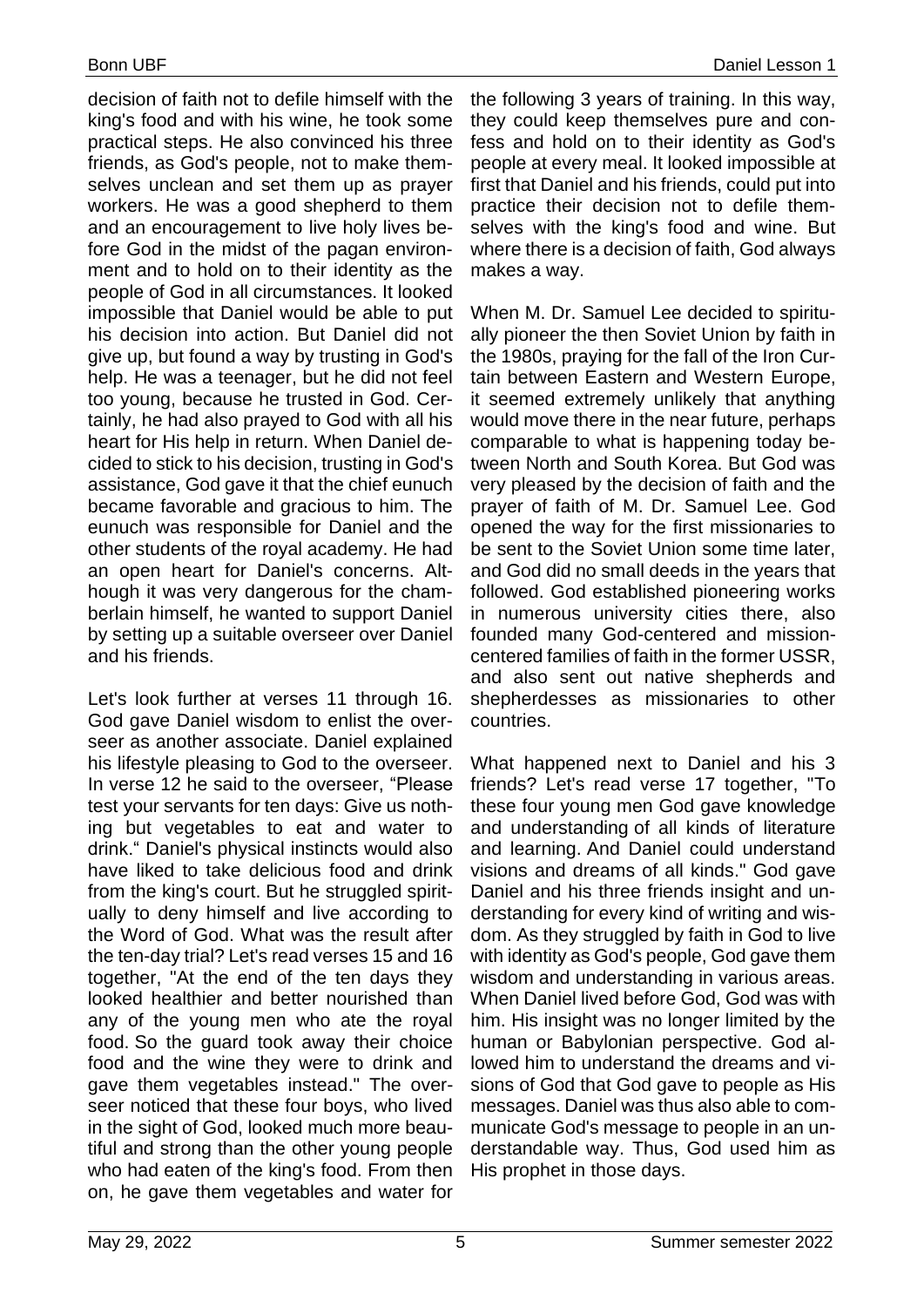decision of faith not to defile himself with the king's food and with his wine, he took some practical steps. He also convinced his three friends, as God's people, not to make themselves unclean and set them up as prayer workers. He was a good shepherd to them and an encouragement to live holy lives before God in the midst of the pagan environment and to hold on to their identity as the people of God in all circumstances. It looked impossible that Daniel would be able to put his decision into action. But Daniel did not give up, but found a way by trusting in God's help. He was a teenager, but he did not feel too young, because he trusted in God. Certainly, he had also prayed to God with all his heart for His help in return. When Daniel decided to stick to his decision, trusting in God's assistance, God gave it that the chief eunuch became favorable and gracious to him. The eunuch was responsible for Daniel and the other students of the royal academy. He had an open heart for Daniel's concerns. Although it was very dangerous for the chamberlain himself, he wanted to support Daniel by setting up a suitable overseer over Daniel and his friends.

Let's look further at verses 11 through 16. God gave Daniel wisdom to enlist the overseer as another associate. Daniel explained his lifestyle pleasing to God to the overseer. In verse 12 he said to the overseer, "Please test your servants for ten days: Give us nothing but vegetables to eat and water to drink." Daniel's physical instincts would also have liked to take delicious food and drink from the king's court. But he struggled spiritually to deny himself and live according to the Word of God. What was the result after the ten-day trial? Let's read verses 15 and 16 together, "At the end of the ten days they looked healthier and better nourished than any of the young men who ate the royal food. So the guard took away their choice food and the wine they were to drink and gave them vegetables instead." The overseer noticed that these four boys, who lived in the sight of God, looked much more beautiful and strong than the other young people who had eaten of the king's food. From then on, he gave them vegetables and water for the following 3 years of training. In this way, they could keep themselves pure and confess and hold on to their identity as God's people at every meal. It looked impossible at first that Daniel and his friends, could put into practice their decision not to defile themselves with the king's food and wine. But where there is a decision of faith, God always makes a way.

When M. Dr. Samuel Lee decided to spiritually pioneer the then Soviet Union by faith in the 1980s, praying for the fall of the Iron Curtain between Eastern and Western Europe, it seemed extremely unlikely that anything would move there in the near future, perhaps comparable to what is happening today between North and South Korea. But God was very pleased by the decision of faith and the prayer of faith of M. Dr. Samuel Lee. God opened the way for the first missionaries to be sent to the Soviet Union some time later, and God did no small deeds in the years that followed. God established pioneering works in numerous university cities there, also founded many God-centered and mission-centered families of faith in the former USSR, and also sent out native shepherds and shepherdesses as missionaries to other countries.

What happened next to Daniel and his 3 friends? Let's read verse 17 together, "To these four young men God gave knowledge and understanding of all kinds of literature and learning. And Daniel could understand visions and dreams of all kinds." God gave Daniel and his three friends insight and understanding for every kind of writing and wisdom. As they struggled by faith in God to live with identity as God's people, God gave them wisdom and understanding in various areas. When Daniel lived before God, God was with him. His insight was no longer limited by the human or Babylonian perspective. God allowed him to understand the dreams and visions of God that God gave to people as His messages. Daniel was thus also able to communicate God's message to people in an understandable way. Thus, God used him as His prophet in those days.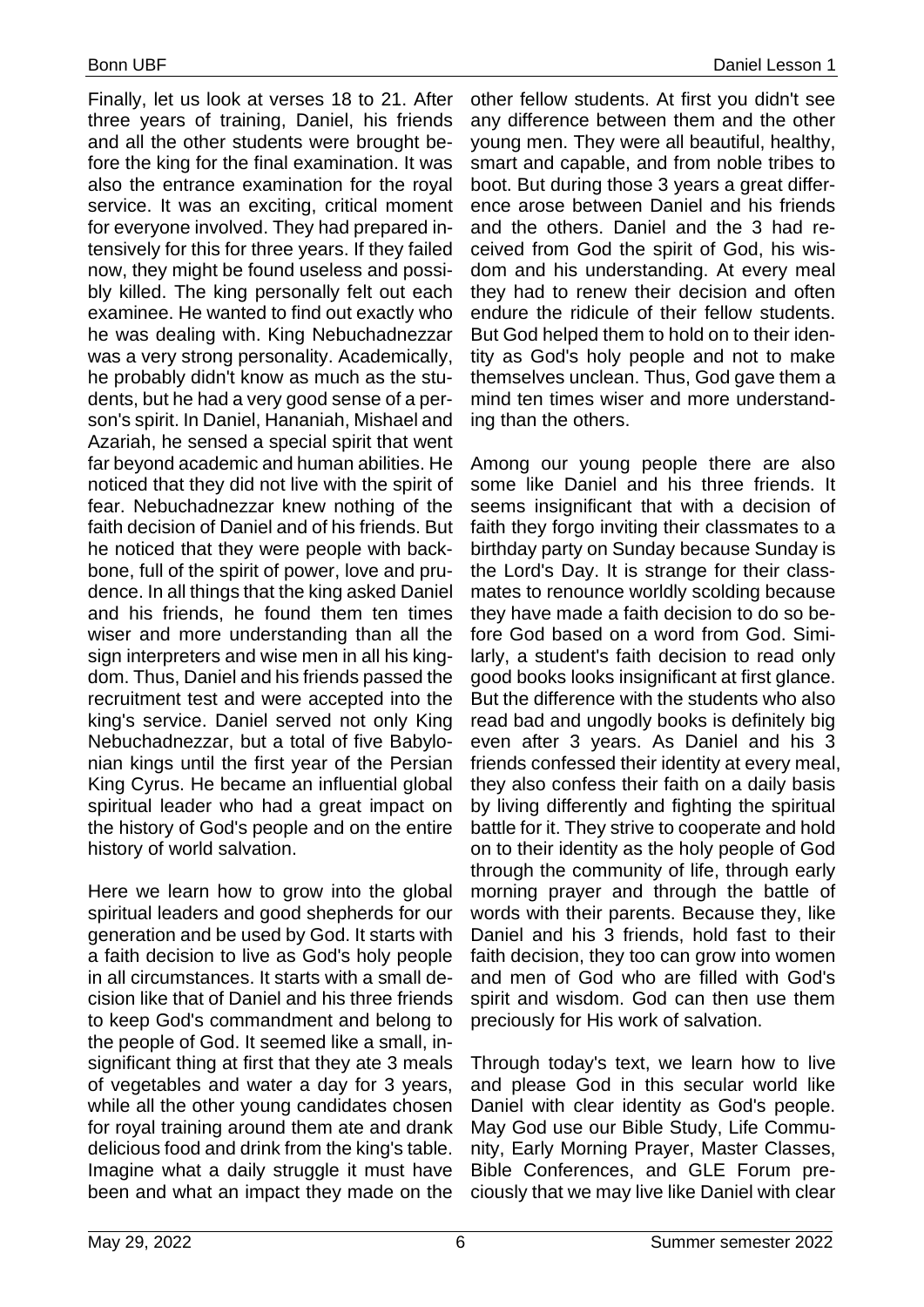Finally, let us look at verses 18 to 21. After three years of training, Daniel, his friends and all the other students were brought before the king for the final examination. It was also the entrance examination for the royal service. It was an exciting, critical moment for everyone involved. They had prepared intensively for this for three years. If they failed now, they might be found useless and possibly killed. The king personally felt out each examinee. He wanted to find out exactly who he was dealing with. King Nebuchadnezzar was a very strong personality. Academically, he probably didn't know as much as the students, but he had a very good sense of a person's spirit. In Daniel, Hananiah, Mishael and Azariah, he sensed a special spirit that went far beyond academic and human abilities. He noticed that they did not live with the spirit of fear. Nebuchadnezzar knew nothing of the faith decision of Daniel and of his friends. But he noticed that they were people with backbone, full of the spirit of power, love and prudence. In all things that the king asked Daniel and his friends, he found them ten times wiser and more understanding than all the sign interpreters and wise men in all his kingdom. Thus, Daniel and his friends passed the recruitment test and were accepted into the king's service. Daniel served not only King Nebuchadnezzar, but a total of five Babylonian kings until the first year of the Persian King Cyrus. He became an influential global spiritual leader who had a great impact on the history of God's people and on the entire history of world salvation.

Here we learn how to grow into the global spiritual leaders and good shepherds for our generation and be used by God. It starts with a faith decision to live as God's holy people in all circumstances. It starts with a small decision like that of Daniel and his three friends to keep God's commandment and belong to the people of God. It seemed like a small, insignificant thing at first that they ate 3 meals of vegetables and water a day for 3 years, while all the other young candidates chosen for royal training around them ate and drank delicious food and drink from the king's table. Imagine what a daily struggle it must have been and what an impact they made on the other fellow students. At first you didn't see any difference between them and the other young men. They were all beautiful, healthy, smart and capable, and from noble tribes to boot. But during those 3 years a great difference arose between Daniel and his friends and the others. Daniel and the 3 had received from God the spirit of God, his wisdom and his understanding. At every meal they had to renew their decision and often endure the ridicule of their fellow students. But God helped them to hold on to their identity as God's holy people and not to make themselves unclean. Thus, God gave them a mind ten times wiser and more understanding than the others.

Among our young people there are also some like Daniel and his three friends. It seems insignificant that with a decision of faith they forgo inviting their classmates to a birthday party on Sunday because Sunday is the Lord's Day. It is strange for their classmates to renounce worldly scolding because they have made a faith decision to do so before God based on a word from God. Similarly, a student's faith decision to read only good books looks insignificant at first glance. But the difference with the students who also read bad and ungodly books is definitely big even after 3 years. As Daniel and his 3 friends confessed their identity at every meal, they also confess their faith on a daily basis by living differently and fighting the spiritual battle for it. They strive to cooperate and hold on to their identity as the holy people of God through the community of life, through early morning prayer and through the battle of words with their parents. Because they, like Daniel and his 3 friends, hold fast to their faith decision, they too can grow into women and men of God who are filled with God's spirit and wisdom. God can then use them preciously for His work of salvation.

Through today's text, we learn how to live and please God in this secular world like Daniel with clear identity as God's people. May God use our Bible Study, Life Community, Early Morning Prayer, Master Classes, Bible Conferences, and GLE Forum preciously that we may live like Daniel with clear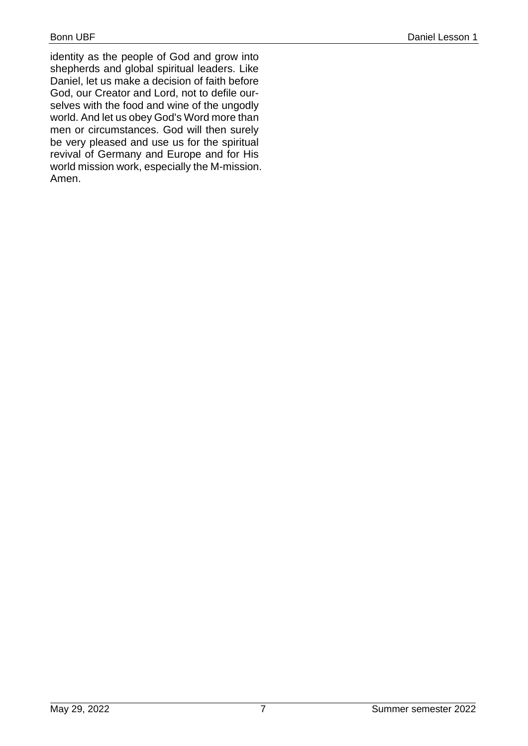identity as the people of God and grow into shepherds and global spiritual leaders. Like Daniel, let us make a decision of faith before God, our Creator and Lord, not to defile ourselves with the food and wine of the ungodly world. And let us obey God's Word more than men or circumstances. God will then surely be very pleased and use us for the spiritual revival of Germany and Europe and for His world mission work, especially the M-mission. Amen.